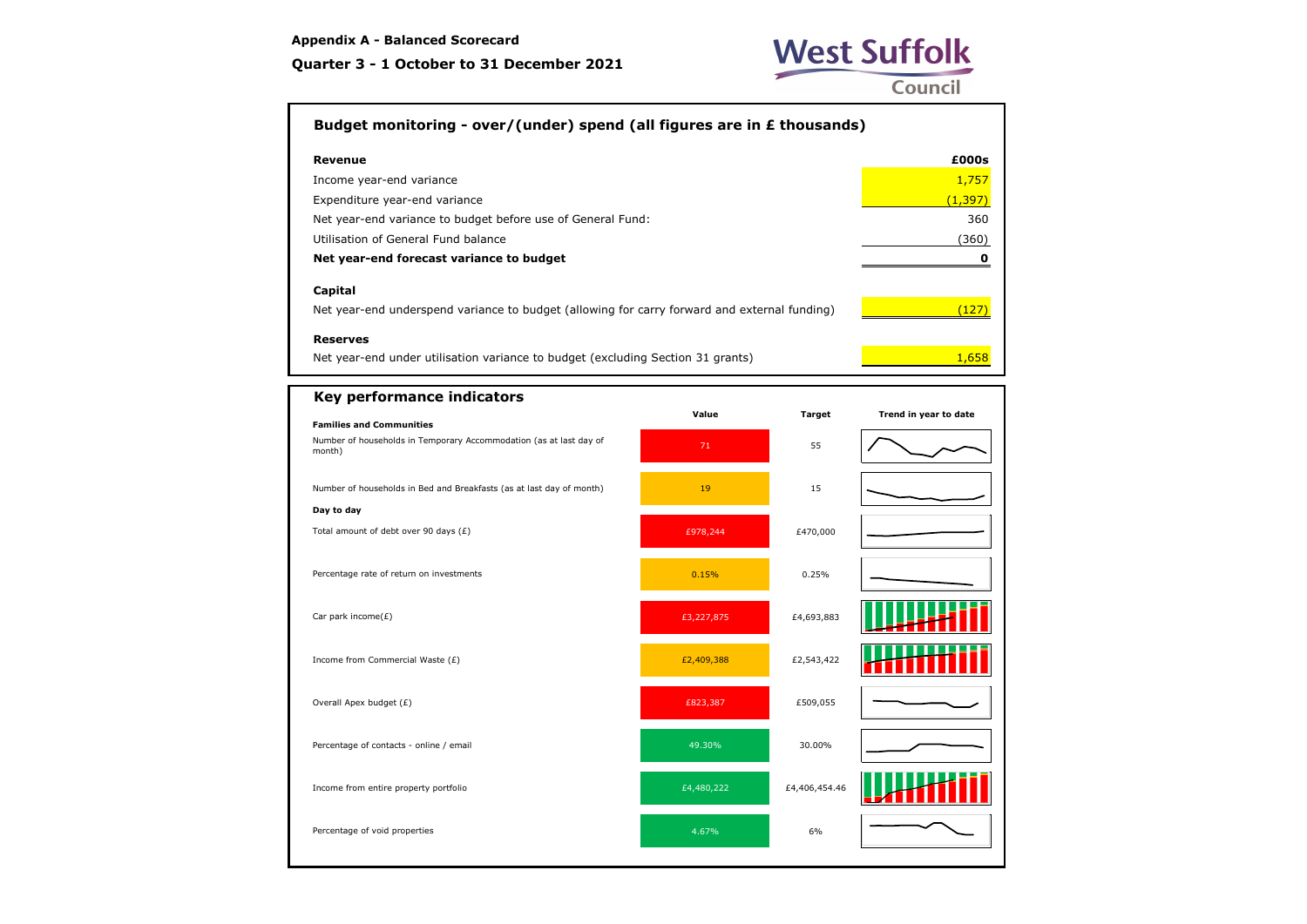**Appendix A - Balanced Scorecard**

**Quarter 3 - 1 October to 31 December 2021**

West Suffolk Council

## Budget monitoring - over/(under) spend (all figures are in £ thousands)

| **Revenue** | **£000s** |
|---|---|
| Income year-end variance | 1,757 |
| Expenditure year-end variance | (1,397) |
| Net year-end variance to budget before use of General Fund: | 360 |
| Utilisation of General Fund balance | (360) |
| **Net year-end forecast variance to budget** | **0** |
| **Capital** | |
| Net year-end underspend variance to budget (allowing for carry forward and external funding) | (127) |
| **Reserves** | |
| Net year-end under utilisation variance to budget (excluding Section 31 grants) | 1,658 |

## Key performance indicators

| | Value | Target | Trend in year to date |
|---|---|---|---|
| **Families and Communities** | | | |
| Number of households in Temporary Accommodation (as at last day of month) | 71 | 55 | |
| Number of households in Bed and Breakfasts (as at last day of month) | 19 | 15 | |
| **Day to day** | | | |
| Total amount of debt over 90 days (£) | £978,244 | £470,000 | |
| Percentage rate of return on investments | 0.15% | 0.25% | |
| Car park income(£) | £3,227,875 | £4,693,883 | |
| Income from Commercial Waste (£) | £2,409,388 | £2,543,422 | |
| Overall Apex budget (£) | £823,387 | £509,055 | |
| Percentage of contacts - online / email | 49.30% | 30.00% | |
| Income from entire property portfolio | £4,480,222 | £4,406,454.46 | |
| Percentage of void properties | 4.67% | 6% | |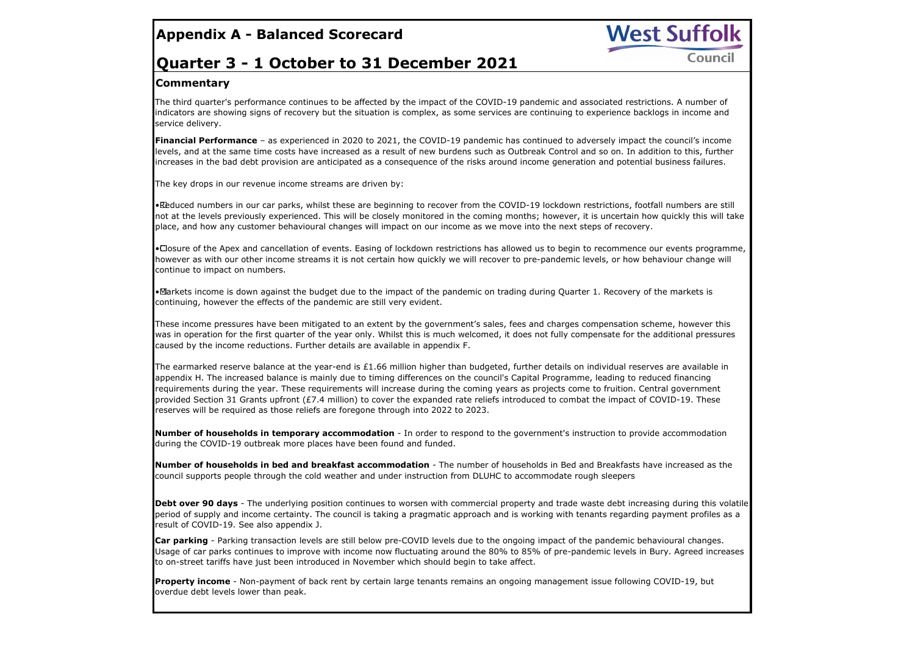# Appendix A - Balanced Scorecard

# Quarter 3 - 1 October to 31 December 2021

West Suffolk Council

## Commentary

The third quarter's performance continues to be affected by the impact of the COVID-19 pandemic and associated restrictions. A number of indicators are showing signs of recovery but the situation is complex, as some services are continuing to experience backlogs in income and service delivery.

**Financial Performance** – as experienced in 2020 to 2021, the COVID-19 pandemic has continued to adversely impact the council's income levels, and at the same time costs have increased as a result of new burdens such as Outbreak Control and so on. In addition to this, further increases in the bad debt provision are anticipated as a consequence of the risks around income generation and potential business failures.

The key drops in our revenue income streams are driven by:

- Reduced numbers in our car parks, whilst these are beginning to recover from the COVID-19 lockdown restrictions, footfall numbers are still not at the levels previously experienced. This will be closely monitored in the coming months; however, it is uncertain how quickly this will take place, and how any customer behavioural changes will impact on our income as we move into the next steps of recovery.

- Closure of the Apex and cancellation of events. Easing of lockdown restrictions has allowed us to begin to recommence our events programme, however as with our other income streams it is not certain how quickly we will recover to pre-pandemic levels, or how behaviour change will continue to impact on numbers.

- Markets income is down against the budget due to the impact of the pandemic on trading during Quarter 1. Recovery of the markets is continuing, however the effects of the pandemic are still very evident.

These income pressures have been mitigated to an extent by the government's sales, fees and charges compensation scheme, however this was in operation for the first quarter of the year only. Whilst this is much welcomed, it does not fully compensate for the additional pressures caused by the income reductions. Further details are available in appendix F.

The earmarked reserve balance at the year-end is £1.66 million higher than budgeted, further details on individual reserves are available in appendix H. The increased balance is mainly due to timing differences on the council's Capital Programme, leading to reduced financing requirements during the year. These requirements will increase during the coming years as projects come to fruition. Central government provided Section 31 Grants upfront (£7.4 million) to cover the expanded rate reliefs introduced to combat the impact of COVID-19. These reserves will be required as those reliefs are foregone through into 2022 to 2023.

**Number of households in temporary accommodation** - In order to respond to the government's instruction to provide accommodation during the COVID-19 outbreak more places have been found and funded.

**Number of households in bed and breakfast accommodation** - The number of households in Bed and Breakfasts have increased as the council supports people through the cold weather and under instruction from DLUHC to accommodate rough sleepers

**Debt over 90 days** - The underlying position continues to worsen with commercial property and trade waste debt increasing during this volatile period of supply and income certainty. The council is taking a pragmatic approach and is working with tenants regarding payment profiles as a result of COVID-19. See also appendix J.

**Car parking** - Parking transaction levels are still below pre-COVID levels due to the ongoing impact of the pandemic behavioural changes. Usage of car parks continues to improve with income now fluctuating around the 80% to 85% of pre-pandemic levels in Bury. Agreed increases to on-street tariffs have just been introduced in November which should begin to take affect.

**Property income** - Non-payment of back rent by certain large tenants remains an ongoing management issue following COVID-19, but overdue debt levels lower than peak.